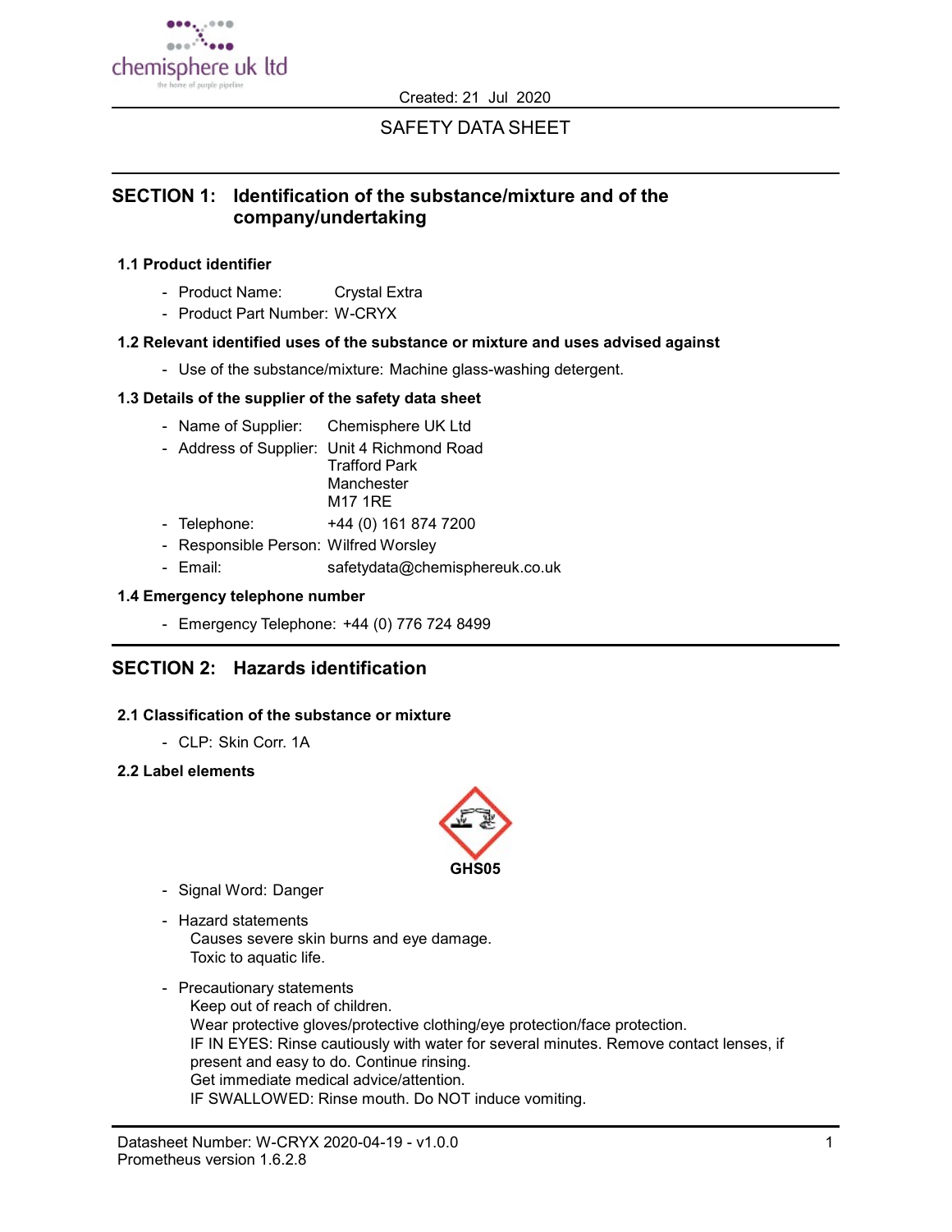Created: 21 Jul 2020

# SAFETY DATA SHEET

## SECTION 1: Identification of the substance/mixture and of the company/undertaking

### 1.1 Product identifier

- Product Name: Crystal Extra
- Product Part Number: W-CRYX

### 1.2 Relevant identified uses of the substance or mixture and uses advised against

- Use of the substance/mixture: Machine glass-washing detergent.

### 1.3 Details of the supplier of the safety data sheet

- Name of Supplier: Chemisphere UK Ltd
- Address of Supplier: Unit 4 Richmond Road
  Trafford Park
  Manchester
  M17 1RE
- Telephone: +44 (0) 161 874 7200
- Responsible Person: Wilfred Worsley
- Email: safetydata@chemisphereuk.co.uk

### 1.4 Emergency telephone number

- Emergency Telephone: +44 (0) 776 724 8499

## SECTION 2: Hazards identification

### 2.1 Classification of the substance or mixture

- CLP: Skin Corr. 1A

### 2.2 Label elements

GHS05

- Signal Word: Danger
- Hazard statements
  Causes severe skin burns and eye damage.
  Toxic to aquatic life.
- Precautionary statements
  Keep out of reach of children.
  Wear protective gloves/protective clothing/eye protection/face protection.
  IF IN EYES: Rinse cautiously with water for several minutes. Remove contact lenses, if present and easy to do. Continue rinsing.
  Get immediate medical advice/attention.
  IF SWALLOWED: Rinse mouth. Do NOT induce vomiting.

Datasheet Number: W-CRYX 2020-04-19 - v1.0.0
Prometheus version 1.6.2.8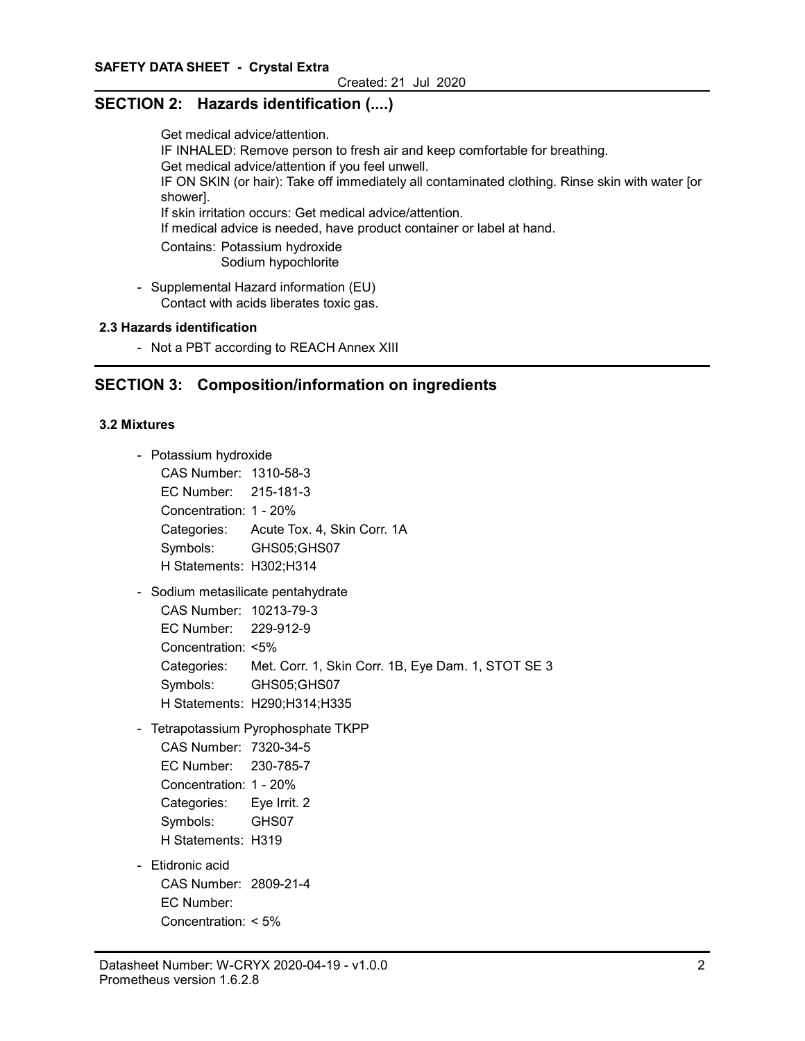## SECTION 2: Hazards identification (....)

Get medical advice/attention.
IF INHALED: Remove person to fresh air and keep comfortable for breathing.
Get medical advice/attention if you feel unwell.
IF ON SKIN (or hair): Take off immediately all contaminated clothing. Rinse skin with water [or shower].
If skin irritation occurs: Get medical advice/attention.
If medical advice is needed, have product container or label at hand.

Contains: Potassium hydroxide
Sodium hypochlorite

- Supplemental Hazard information (EU)
  Contact with acids liberates toxic gas.

### 2.3 Hazards identification

- Not a PBT according to REACH Annex XIII

## SECTION 3: Composition/information on ingredients

### 3.2 Mixtures

- Potassium hydroxide
  CAS Number: 1310-58-3
  EC Number: 215-181-3
  Concentration: 1 - 20%
  Categories: Acute Tox. 4, Skin Corr. 1A
  Symbols: GHS05;GHS07
  H Statements: H302;H314
- Sodium metasilicate pentahydrate
  CAS Number: 10213-79-3
  EC Number: 229-912-9
  Concentration: <5%
  Categories: Met. Corr. 1, Skin Corr. 1B, Eye Dam. 1, STOT SE 3
  Symbols: GHS05;GHS07
  H Statements: H290;H314;H335
- Tetrapotassium Pyrophosphate TKPP
  CAS Number: 7320-34-5
  EC Number: 230-785-7
  Concentration: 1 - 20%
  Categories: Eye Irrit. 2
  Symbols: GHS07
  H Statements: H319
- Etidronic acid
  CAS Number: 2809-21-4
  EC Number:
  Concentration: < 5%

Datasheet Number: W-CRYX 2020-04-19 - v1.0.0
Prometheus version 1.6.2.8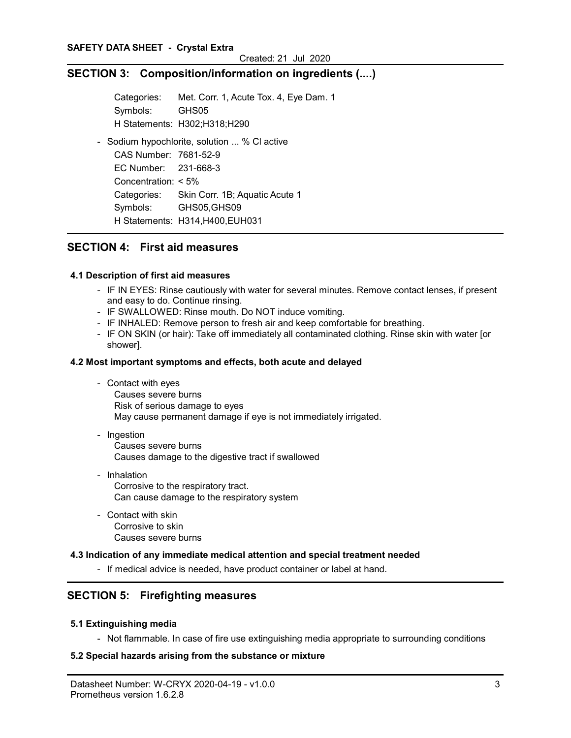## SECTION 3: Composition/information on ingredients (....)

Categories: Met. Corr. 1, Acute Tox. 4, Eye Dam. 1
Symbols: GHS05
H Statements: H302;H318;H290

- Sodium hypochlorite, solution ... % Cl active
  CAS Number: 7681-52-9
  EC Number: 231-668-3
  Concentration: < 5%
  Categories: Skin Corr. 1B; Aquatic Acute 1
  Symbols: GHS05,GHS09
  H Statements: H314,H400,EUH031

## SECTION 4: First aid measures

### 4.1 Description of first aid measures

- IF IN EYES: Rinse cautiously with water for several minutes. Remove contact lenses, if present and easy to do. Continue rinsing.
- IF SWALLOWED: Rinse mouth. Do NOT induce vomiting.
- IF INHALED: Remove person to fresh air and keep comfortable for breathing.
- IF ON SKIN (or hair): Take off immediately all contaminated clothing. Rinse skin with water [or shower].

### 4.2 Most important symptoms and effects, both acute and delayed

- Contact with eyes
  Causes severe burns
  Risk of serious damage to eyes
  May cause permanent damage if eye is not immediately irrigated.
- Ingestion
  Causes severe burns
  Causes damage to the digestive tract if swallowed
- Inhalation
  Corrosive to the respiratory tract.
  Can cause damage to the respiratory system
- Contact with skin
  Corrosive to skin
  Causes severe burns

### 4.3 Indication of any immediate medical attention and special treatment needed

- If medical advice is needed, have product container or label at hand.

## SECTION 5: Firefighting measures

### 5.1 Extinguishing media

- Not flammable. In case of fire use extinguishing media appropriate to surrounding conditions

### 5.2 Special hazards arising from the substance or mixture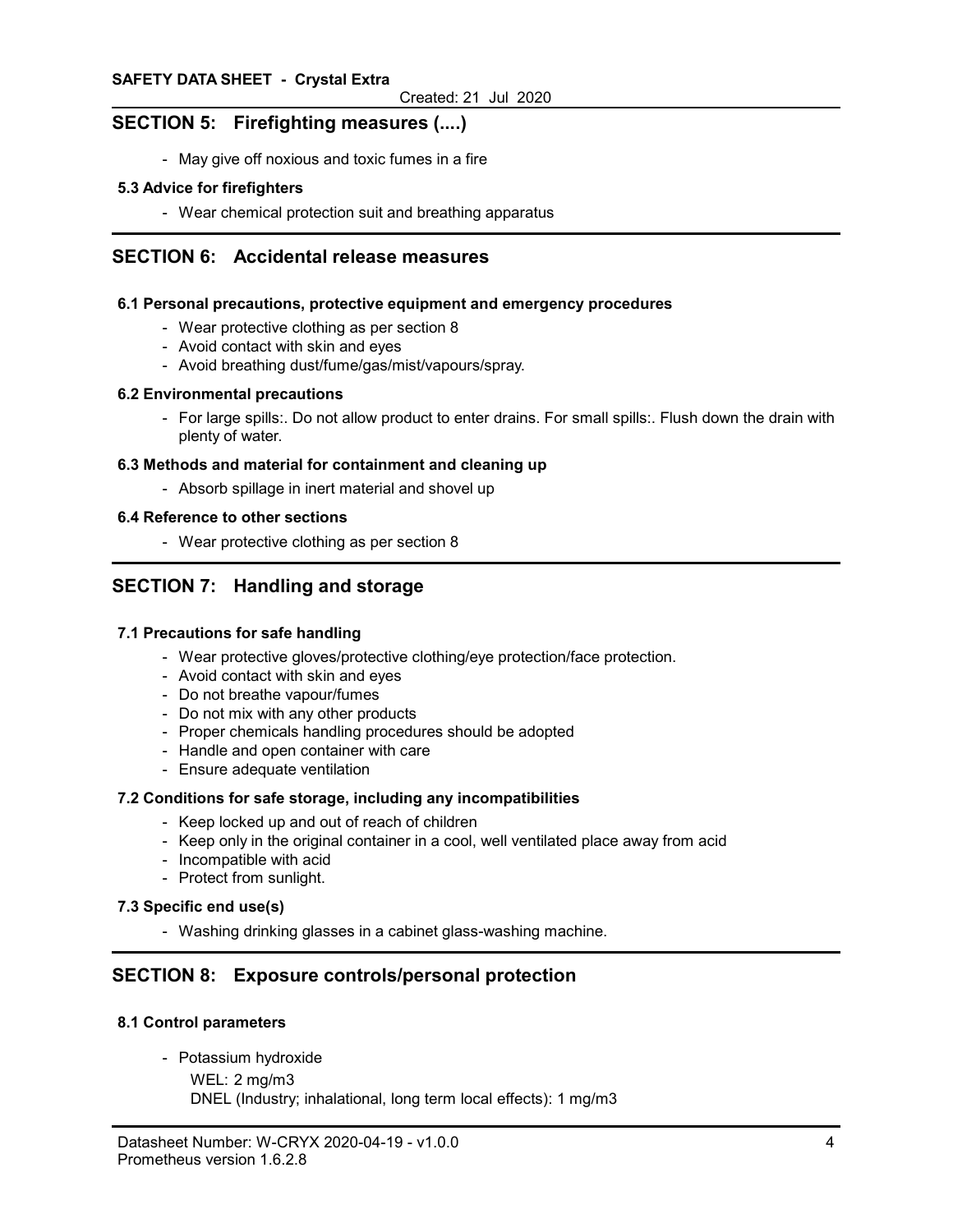## SECTION 5: Firefighting measures (....)

- May give off noxious and toxic fumes in a fire

### 5.3 Advice for firefighters

- Wear chemical protection suit and breathing apparatus

## SECTION 6: Accidental release measures

### 6.1 Personal precautions, protective equipment and emergency procedures

- Wear protective clothing as per section 8
- Avoid contact with skin and eyes
- Avoid breathing dust/fume/gas/mist/vapours/spray.

### 6.2 Environmental precautions

- For large spills:. Do not allow product to enter drains. For small spills:. Flush down the drain with plenty of water.

### 6.3 Methods and material for containment and cleaning up

- Absorb spillage in inert material and shovel up

### 6.4 Reference to other sections

- Wear protective clothing as per section 8

## SECTION 7: Handling and storage

### 7.1 Precautions for safe handling

- Wear protective gloves/protective clothing/eye protection/face protection.
- Avoid contact with skin and eyes
- Do not breathe vapour/fumes
- Do not mix with any other products
- Proper chemicals handling procedures should be adopted
- Handle and open container with care
- Ensure adequate ventilation

### 7.2 Conditions for safe storage, including any incompatibilities

- Keep locked up and out of reach of children
- Keep only in the original container in a cool, well ventilated place away from acid
- Incompatible with acid
- Protect from sunlight.

### 7.3 Specific end use(s)

- Washing drinking glasses in a cabinet glass-washing machine.

## SECTION 8: Exposure controls/personal protection

### 8.1 Control parameters

- Potassium hydroxide

  WEL: 2 mg/m3

  DNEL (Industry; inhalational, long term local effects): 1 mg/m3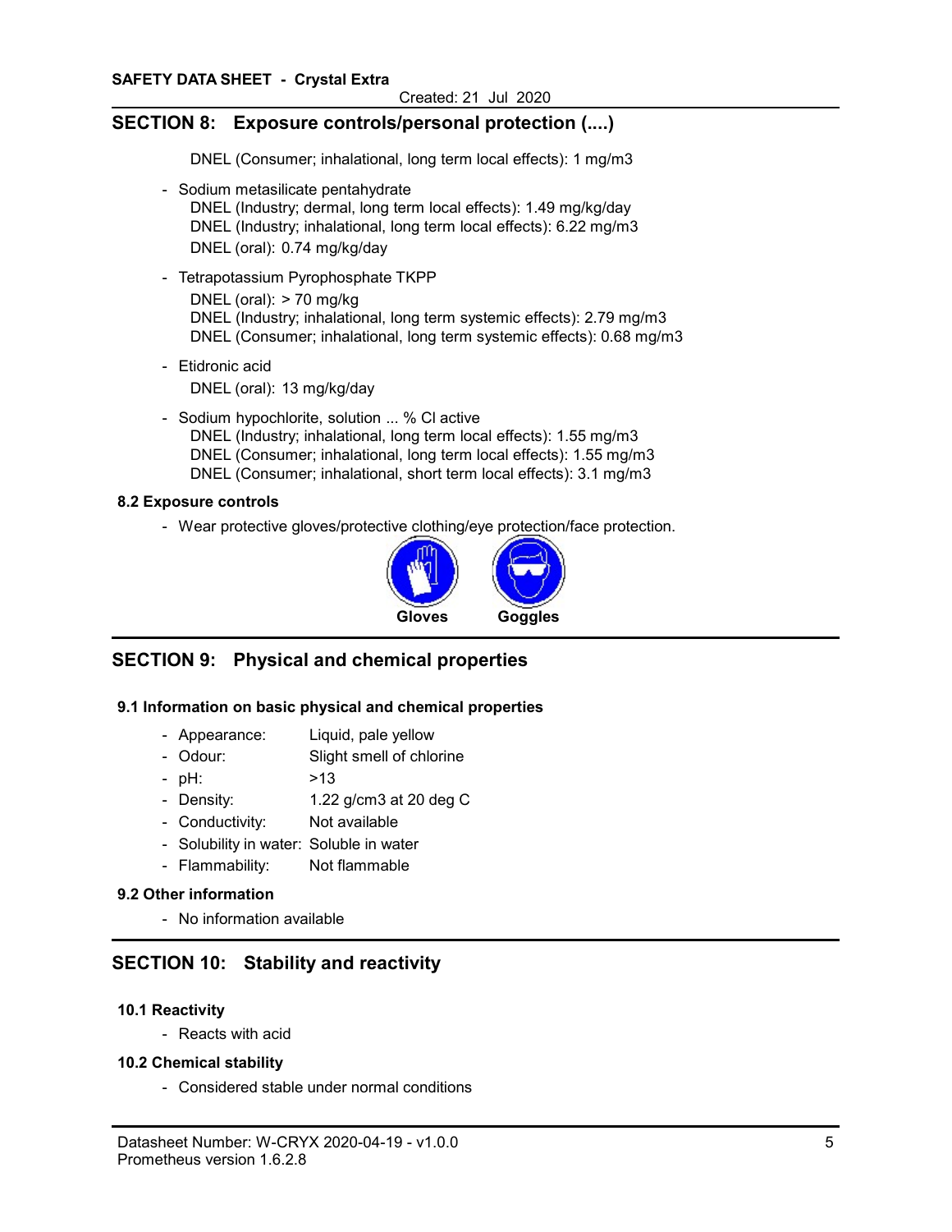## SECTION 8: Exposure controls/personal protection (....)

DNEL (Consumer; inhalational, long term local effects): 1 mg/m3

- Sodium metasilicate pentahydrate
  DNEL (Industry; dermal, long term local effects): 1.49 mg/kg/day
  DNEL (Industry; inhalational, long term local effects): 6.22 mg/m3
  DNEL (oral): 0.74 mg/kg/day
- Tetrapotassium Pyrophosphate TKPP
  DNEL (oral): > 70 mg/kg
  DNEL (Industry; inhalational, long term systemic effects): 2.79 mg/m3
  DNEL (Consumer; inhalational, long term systemic effects): 0.68 mg/m3
- Etidronic acid
  DNEL (oral): 13 mg/kg/day
- Sodium hypochlorite, solution ... % Cl active
  DNEL (Industry; inhalational, long term local effects): 1.55 mg/m3
  DNEL (Consumer; inhalational, long term local effects): 1.55 mg/m3
  DNEL (Consumer; inhalational, short term local effects): 3.1 mg/m3

### 8.2 Exposure controls

- Wear protective gloves/protective clothing/eye protection/face protection.

Gloves Goggles

## SECTION 9: Physical and chemical properties

### 9.1 Information on basic physical and chemical properties

- Appearance: Liquid, pale yellow
- Odour: Slight smell of chlorine
- pH: >13
- Density: 1.22 g/cm3 at 20 deg C
- Conductivity: Not available
- Solubility in water: Soluble in water
- Flammability: Not flammable

### 9.2 Other information

- No information available

## SECTION 10: Stability and reactivity

### 10.1 Reactivity

- Reacts with acid

### 10.2 Chemical stability

- Considered stable under normal conditions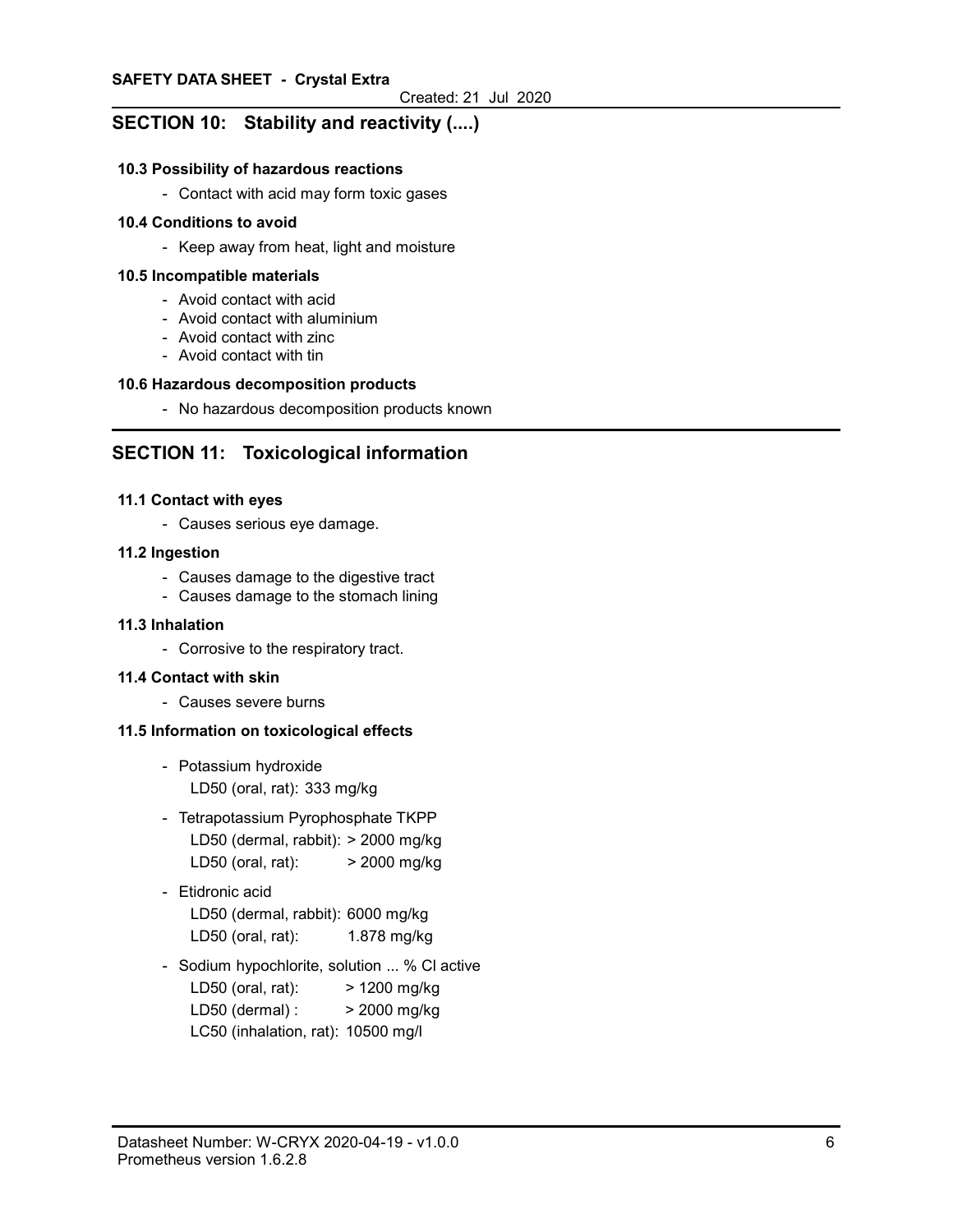## SECTION 10: Stability and reactivity (....)

### 10.3 Possibility of hazardous reactions

- Contact with acid may form toxic gases

### 10.4 Conditions to avoid

- Keep away from heat, light and moisture

### 10.5 Incompatible materials

- Avoid contact with acid
- Avoid contact with aluminium
- Avoid contact with zinc
- Avoid contact with tin

### 10.6 Hazardous decomposition products

- No hazardous decomposition products known

## SECTION 11: Toxicological information

### 11.1 Contact with eyes

- Causes serious eye damage.

### 11.2 Ingestion

- Causes damage to the digestive tract
- Causes damage to the stomach lining

### 11.3 Inhalation

- Corrosive to the respiratory tract.

### 11.4 Contact with skin

- Causes severe burns

### 11.5 Information on toxicological effects

- Potassium hydroxide
  LD50 (oral, rat): 333 mg/kg
- Tetrapotassium Pyrophosphate TKPP
  LD50 (dermal, rabbit): > 2000 mg/kg
  LD50 (oral, rat): > 2000 mg/kg
- Etidronic acid
  LD50 (dermal, rabbit): 6000 mg/kg
  LD50 (oral, rat): 1.878 mg/kg
- Sodium hypochlorite, solution ... % Cl active
  LD50 (oral, rat): > 1200 mg/kg
  LD50 (dermal) : > 2000 mg/kg
  LC50 (inhalation, rat): 10500 mg/l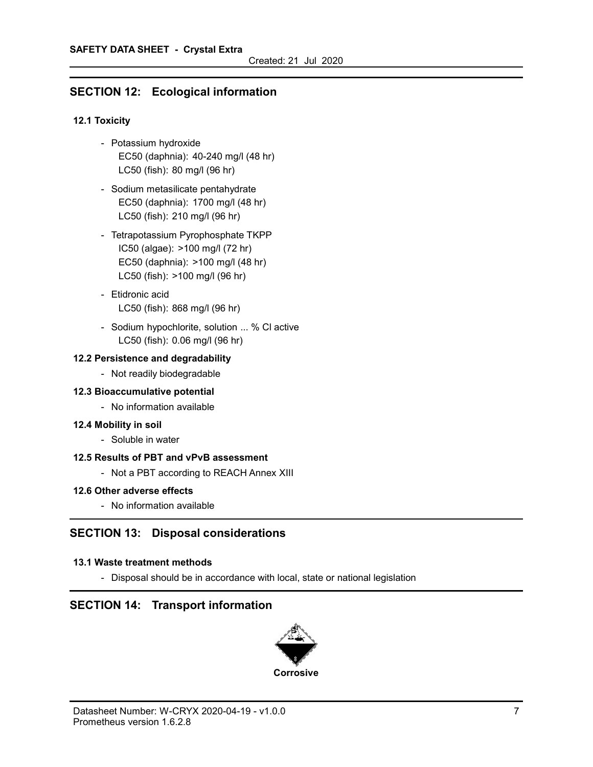## SECTION 12: Ecological information

### 12.1 Toxicity

- Potassium hydroxide
  EC50 (daphnia): 40-240 mg/l (48 hr)
  LC50 (fish): 80 mg/l (96 hr)
- Sodium metasilicate pentahydrate
  EC50 (daphnia): 1700 mg/l (48 hr)
  LC50 (fish): 210 mg/l (96 hr)
- Tetrapotassium Pyrophosphate TKPP
  IC50 (algae): >100 mg/l (72 hr)
  EC50 (daphnia): >100 mg/l (48 hr)
  LC50 (fish): >100 mg/l (96 hr)
- Etidronic acid
  LC50 (fish): 868 mg/l (96 hr)
- Sodium hypochlorite, solution ... % Cl active
  LC50 (fish): 0.06 mg/l (96 hr)

### 12.2 Persistence and degradability

- Not readily biodegradable

### 12.3 Bioaccumulative potential

- No information available

### 12.4 Mobility in soil

- Soluble in water

### 12.5 Results of PBT and vPvB assessment

- Not a PBT according to REACH Annex XIII

### 12.6 Other adverse effects

- No information available

## SECTION 13: Disposal considerations

### 13.1 Waste treatment methods

- Disposal should be in accordance with local, state or national legislation

## SECTION 14: Transport information

**Corrosive**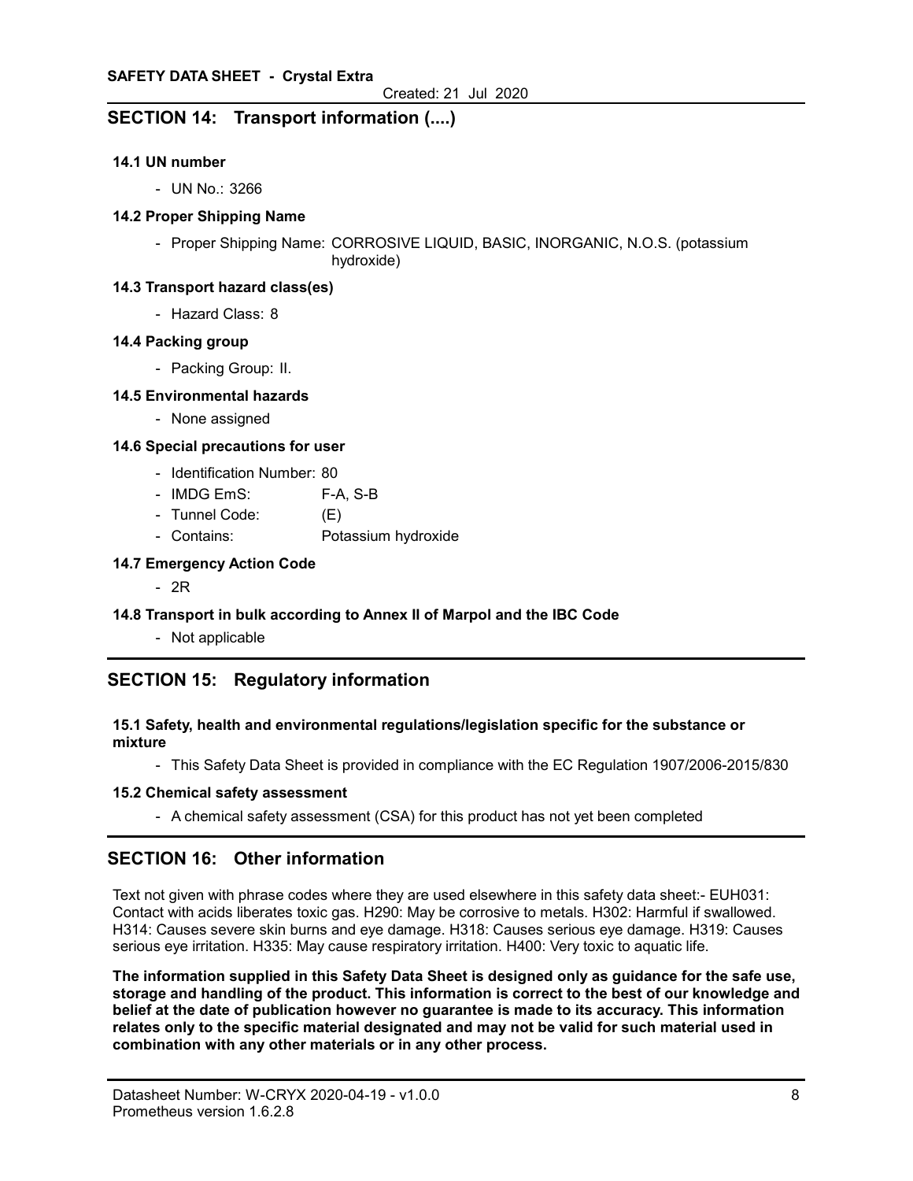## SECTION 14: Transport information (....)

### 14.1 UN number

- UN No.: 3266

### 14.2 Proper Shipping Name

- Proper Shipping Name: CORROSIVE LIQUID, BASIC, INORGANIC, N.O.S. (potassium hydroxide)

### 14.3 Transport hazard class(es)

- Hazard Class: 8

### 14.4 Packing group

- Packing Group: II.

### 14.5 Environmental hazards

- None assigned

### 14.6 Special precautions for user

- Identification Number: 80
- IMDG EmS: F-A, S-B
- Tunnel Code: (E)
- Contains: Potassium hydroxide

### 14.7 Emergency Action Code

- 2R

### 14.8 Transport in bulk according to Annex II of Marpol and the IBC Code

- Not applicable

## SECTION 15: Regulatory information

### 15.1 Safety, health and environmental regulations/legislation specific for the substance or mixture

- This Safety Data Sheet is provided in compliance with the EC Regulation 1907/2006-2015/830

### 15.2 Chemical safety assessment

- A chemical safety assessment (CSA) for this product has not yet been completed

## SECTION 16: Other information

Text not given with phrase codes where they are used elsewhere in this safety data sheet:- EUH031: Contact with acids liberates toxic gas. H290: May be corrosive to metals. H302: Harmful if swallowed. H314: Causes severe skin burns and eye damage. H318: Causes serious eye damage. H319: Causes serious eye irritation. H335: May cause respiratory irritation. H400: Very toxic to aquatic life.

**The information supplied in this Safety Data Sheet is designed only as guidance for the safe use, storage and handling of the product. This information is correct to the best of our knowledge and belief at the date of publication however no guarantee is made to its accuracy. This information relates only to the specific material designated and may not be valid for such material used in combination with any other materials or in any other process.**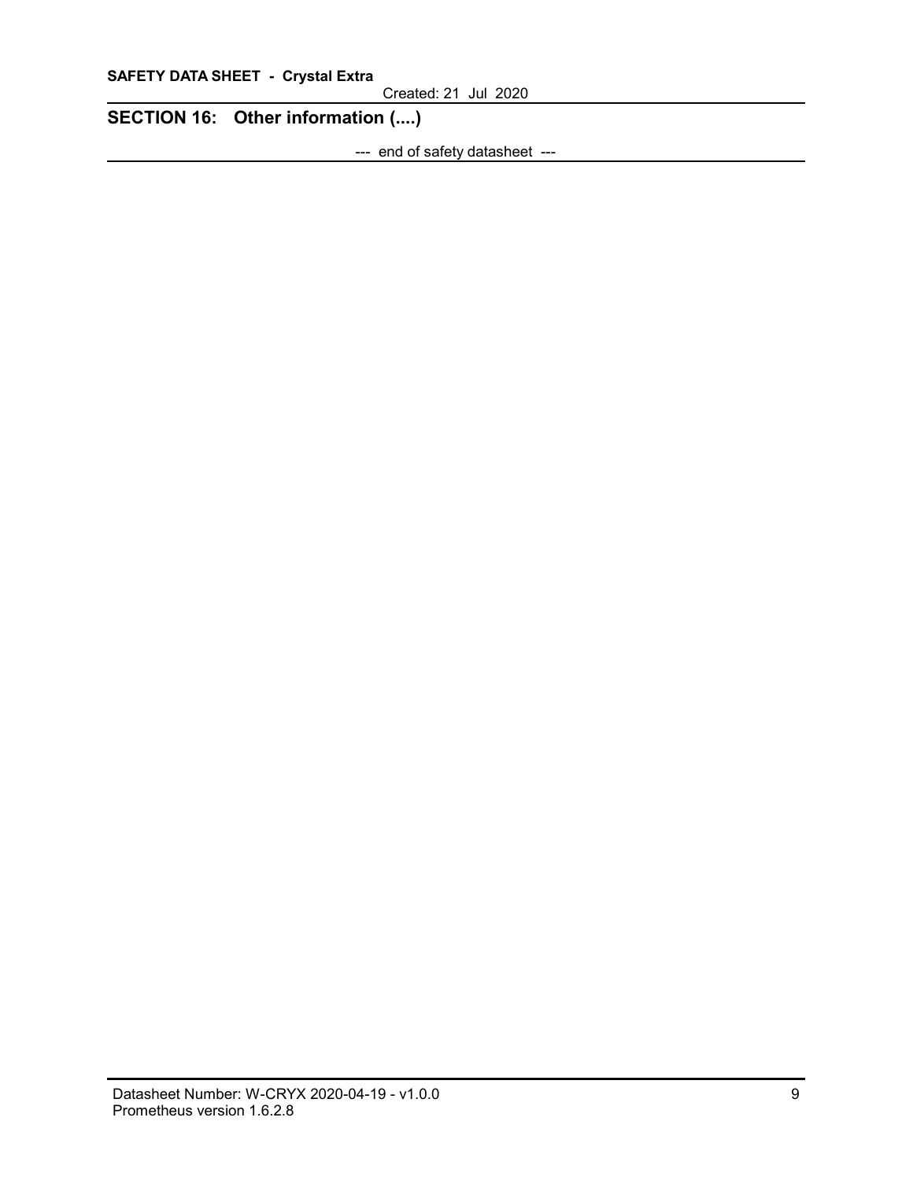## SECTION 16: Other information (....)

--- end of safety datasheet ---